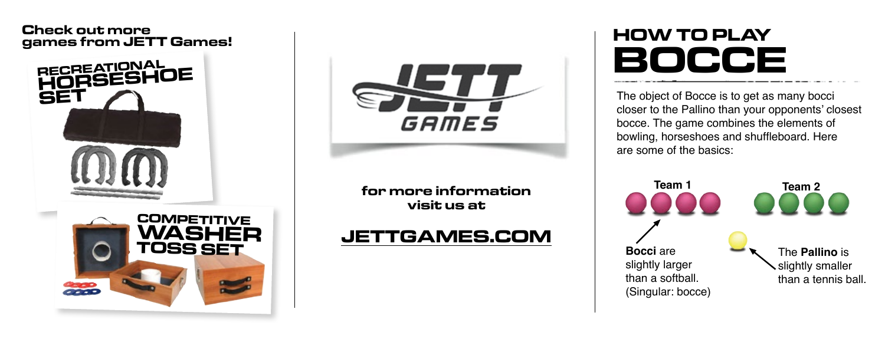**Check out more games from JETT Games!**

RECREATIONAL HORSESHOE SET

COMPETITIVE WASHER TOSS SET

JETT GAMES

**for more information visit us at**

**JETTGAMES.COM**

# HOW TO PLAY BOCCE

The object of Bocce is to get as many bocci closer to the Pallino than your opponents' closest bocce. The game combines the elements of bowling, horseshoes and shuffleboard. Here are some of the basics:

**Team 1**

**Team 2**

**Bocci** are slightly larger than a softball. (Singular: bocce)

The **Pallino** is slightly smaller than a tennis ball.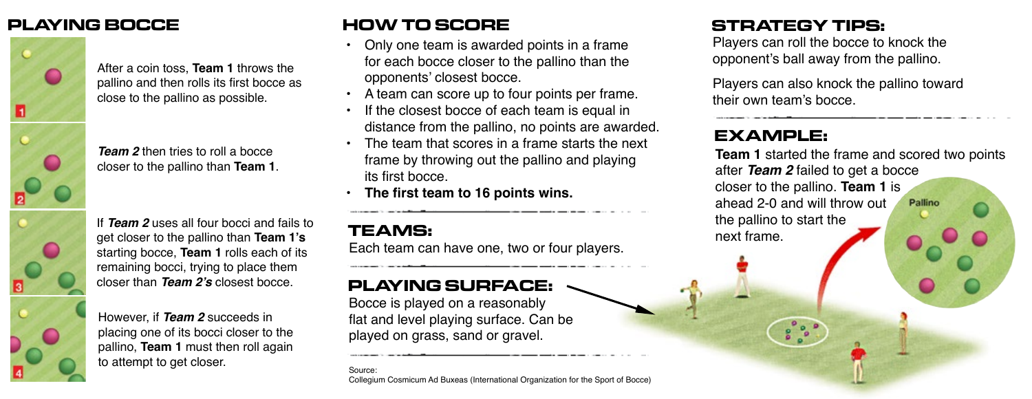## PLAYING BOCCE

1

After a coin toss, **Team 1** throws the pallino and then rolls its first bocce as close to the pallino as possible.

2

***Team 2*** then tries to roll a bocce closer to the pallino than **Team 1**.

3

If ***Team 2*** uses all four bocci and fails to get closer to the pallino than **Team 1's** starting bocce, **Team 1** rolls each of its remaining bocci, trying to place them closer than ***Team 2's*** closest bocce.

4

However, if ***Team 2*** succeeds in placing one of its bocci closer to the pallino, **Team 1** must then roll again to attempt to get closer.

## HOW TO SCORE

- Only one team is awarded points in a frame for each bocce closer to the pallino than the opponents' closest bocce.
- A team can score up to four points per frame.
- If the closest bocce of each team is equal in distance from the pallino, no points are awarded.
- The team that scores in a frame starts the next frame by throwing out the pallino and playing its first bocce.
- **The first team to 16 points wins.**

## TEAMS:

Each team can have one, two or four players.

## PLAYING SURFACE:

Bocce is played on a reasonably flat and level playing surface. Can be played on grass, sand or gravel.

Source:
Collegium Cosmicum Ad Buxeas (International Organization for the Sport of Bocce)

## STRATEGY TIPS:

Players can roll the bocce to knock the opponent's ball away from the pallino.

Players can also knock the pallino toward their own team's bocce.

## EXAMPLE:

**Team 1** started the frame and scored two points after ***Team 2*** failed to get a bocce closer to the pallino. **Team 1** is ahead 2-0 and will throw out the pallino to start the next frame.

Pallino